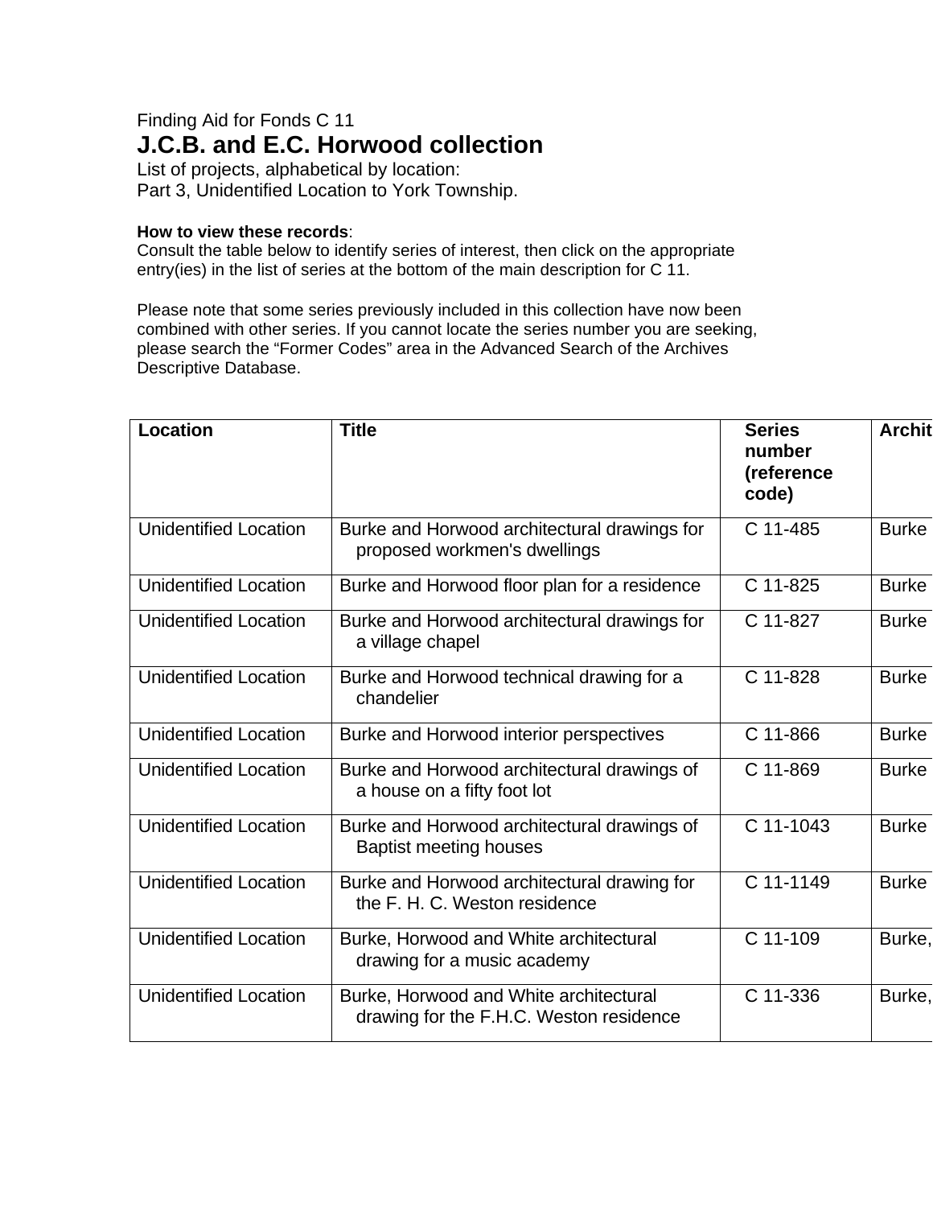Finding Aid for Fonds C 11

# J.C.B. and E.C. Horwood collection

List of projects, alphabetical by location:
Part 3, Unidentified Location to York Township.

**How to view these records**:
Consult the table below to identify series of interest, then click on the appropriate entry(ies) in the list of series at the bottom of the main description for C 11.

Please note that some series previously included in this collection have now been combined with other series. If you cannot locate the series number you are seeking, please search the "Former Codes" area in the Advanced Search of the Archives Descriptive Database.

| Location | Title | Series number (reference code) | Archit |
|---|---|---|---|
| Unidentified Location | Burke and Horwood architectural drawings for proposed workmen's dwellings | C 11-485 | Burke |
| Unidentified Location | Burke and Horwood floor plan for a residence | C 11-825 | Burke |
| Unidentified Location | Burke and Horwood architectural drawings for a village chapel | C 11-827 | Burke |
| Unidentified Location | Burke and Horwood technical drawing for a chandelier | C 11-828 | Burke |
| Unidentified Location | Burke and Horwood interior perspectives | C 11-866 | Burke |
| Unidentified Location | Burke and Horwood architectural drawings of a house on a fifty foot lot | C 11-869 | Burke |
| Unidentified Location | Burke and Horwood architectural drawings of Baptist meeting houses | C 11-1043 | Burke |
| Unidentified Location | Burke and Horwood architectural drawing for the F. H. C. Weston residence | C 11-1149 | Burke |
| Unidentified Location | Burke, Horwood and White architectural drawing for a music academy | C 11-109 | Burke, |
| Unidentified Location | Burke, Horwood and White architectural drawing for the F.H.C. Weston residence | C 11-336 | Burke, |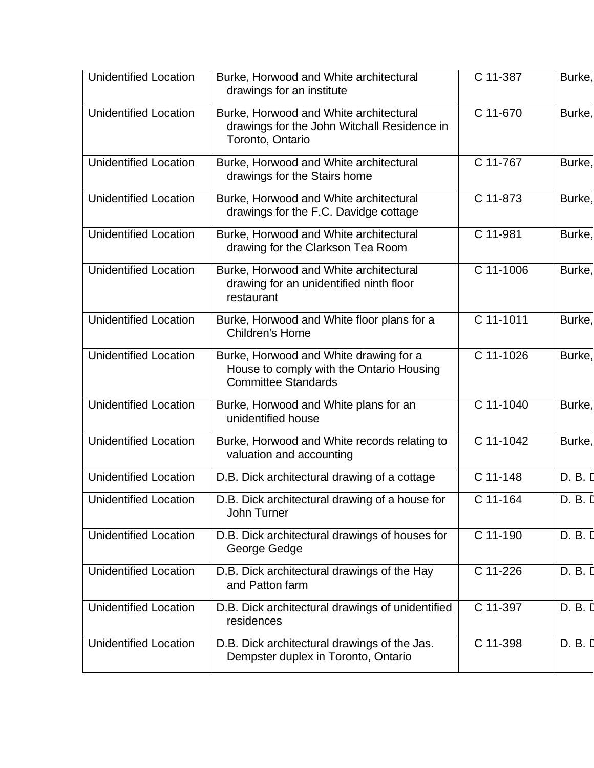| Unidentified Location | Burke, Horwood and White architectural drawings for an institute | C 11-387 | Burke, |
|---|---|---|---|
| Unidentified Location | Burke, Horwood and White architectural drawings for the John Witchall Residence in Toronto, Ontario | C 11-670 | Burke, |
| Unidentified Location | Burke, Horwood and White architectural drawings for the Stairs home | C 11-767 | Burke, |
| Unidentified Location | Burke, Horwood and White architectural drawings for the F.C. Davidge cottage | C 11-873 | Burke, |
| Unidentified Location | Burke, Horwood and White architectural drawing for the Clarkson Tea Room | C 11-981 | Burke, |
| Unidentified Location | Burke, Horwood and White architectural drawing for an unidentified ninth floor restaurant | C 11-1006 | Burke, |
| Unidentified Location | Burke, Horwood and White floor plans for a Children's Home | C 11-1011 | Burke, |
| Unidentified Location | Burke, Horwood and White drawing for a House to comply with the Ontario Housing Committee Standards | C 11-1026 | Burke, |
| Unidentified Location | Burke, Horwood and White plans for an unidentified house | C 11-1040 | Burke, |
| Unidentified Location | Burke, Horwood and White records relating to valuation and accounting | C 11-1042 | Burke, |
| Unidentified Location | D.B. Dick architectural drawing of a cottage | C 11-148 | D. B. D |
| Unidentified Location | D.B. Dick architectural drawing of a house for John Turner | C 11-164 | D. B. D |
| Unidentified Location | D.B. Dick architectural drawings of houses for George Gedge | C 11-190 | D. B. D |
| Unidentified Location | D.B. Dick architectural drawings of the Hay and Patton farm | C 11-226 | D. B. D |
| Unidentified Location | D.B. Dick architectural drawings of unidentified residences | C 11-397 | D. B. D |
| Unidentified Location | D.B. Dick architectural drawings of the Jas. Dempster duplex in Toronto, Ontario | C 11-398 | D. B. D |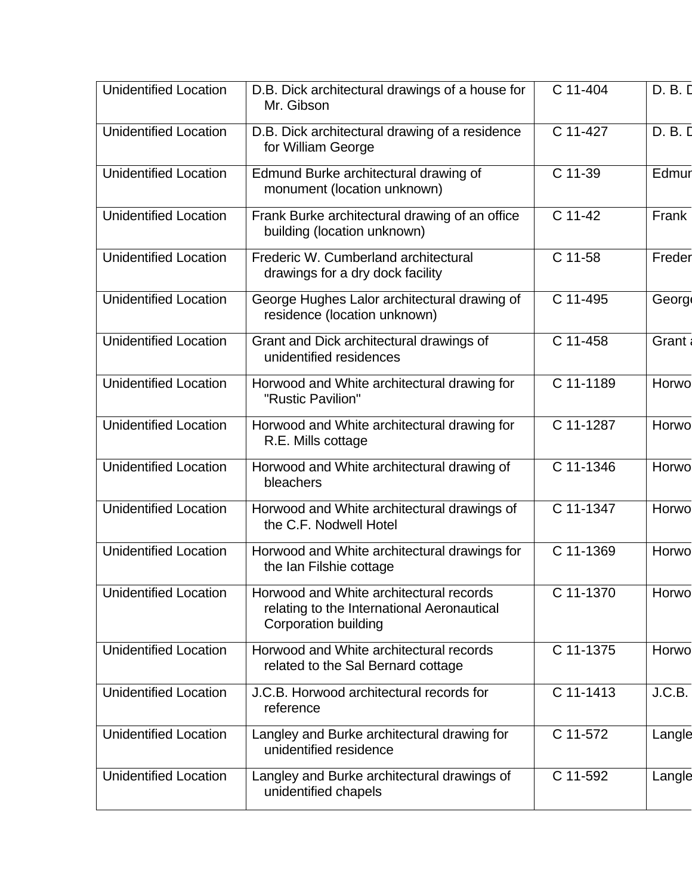| Unidentified Location | D.B. Dick architectural drawings of a house for Mr. Gibson | C 11-404 | D. B. D |
|---|---|---|---|
| Unidentified Location | D.B. Dick architectural drawing of a residence for William George | C 11-427 | D. B. D |
| Unidentified Location | Edmund Burke architectural drawing of monument (location unknown) | C 11-39 | Edmur |
| Unidentified Location | Frank Burke architectural drawing of an office building (location unknown) | C 11-42 | Frank |
| Unidentified Location | Frederic W. Cumberland architectural drawings for a dry dock facility | C 11-58 | Freder |
| Unidentified Location | George Hughes Lalor architectural drawing of residence (location unknown) | C 11-495 | George |
| Unidentified Location | Grant and Dick architectural drawings of unidentified residences | C 11-458 | Grant a |
| Unidentified Location | Horwood and White architectural drawing for "Rustic Pavilion" | C 11-1189 | Horwo |
| Unidentified Location | Horwood and White architectural drawing for R.E. Mills cottage | C 11-1287 | Horwo |
| Unidentified Location | Horwood and White architectural drawing of bleachers | C 11-1346 | Horwo |
| Unidentified Location | Horwood and White architectural drawings of the C.F. Nodwell Hotel | C 11-1347 | Horwo |
| Unidentified Location | Horwood and White architectural drawings for the Ian Filshie cottage | C 11-1369 | Horwo |
| Unidentified Location | Horwood and White architectural records relating to the International Aeronautical Corporation building | C 11-1370 | Horwo |
| Unidentified Location | Horwood and White architectural records related to the Sal Bernard cottage | C 11-1375 | Horwo |
| Unidentified Location | J.C.B. Horwood architectural records for reference | C 11-1413 | J.C.B. |
| Unidentified Location | Langley and Burke architectural drawing for unidentified residence | C 11-572 | Langle |
| Unidentified Location | Langley and Burke architectural drawings of unidentified chapels | C 11-592 | Langle |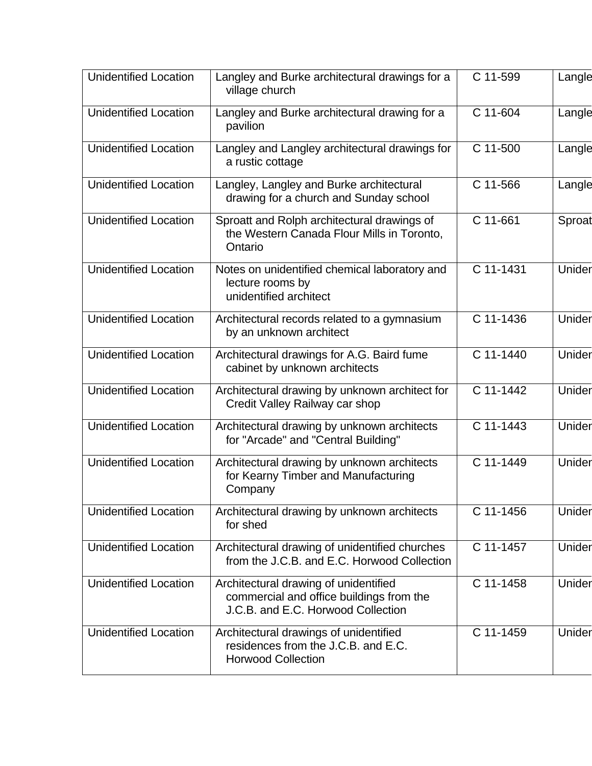| Unidentified Location | Langley and Burke architectural drawings for a village church | C 11-599 | Langle |
|---|---|---|---|
| Unidentified Location | Langley and Burke architectural drawing for a pavilion | C 11-604 | Langle |
| Unidentified Location | Langley and Langley architectural drawings for a rustic cottage | C 11-500 | Langle |
| Unidentified Location | Langley, Langley and Burke architectural drawing for a church and Sunday school | C 11-566 | Langle |
| Unidentified Location | Sproatt and Rolph architectural drawings of the Western Canada Flour Mills in Toronto, Ontario | C 11-661 | Sproat |
| Unidentified Location | Notes on unidentified chemical laboratory and lecture rooms by unidentified architect | C 11-1431 | Uniden |
| Unidentified Location | Architectural records related to a gymnasium by an unknown architect | C 11-1436 | Uniden |
| Unidentified Location | Architectural drawings for A.G. Baird fume cabinet by unknown architects | C 11-1440 | Uniden |
| Unidentified Location | Architectural drawing by unknown architect for Credit Valley Railway car shop | C 11-1442 | Uniden |
| Unidentified Location | Architectural drawing by unknown architects for "Arcade" and "Central Building" | C 11-1443 | Uniden |
| Unidentified Location | Architectural drawing by unknown architects for Kearny Timber and Manufacturing Company | C 11-1449 | Uniden |
| Unidentified Location | Architectural drawing by unknown architects for shed | C 11-1456 | Uniden |
| Unidentified Location | Architectural drawing of unidentified churches from the J.C.B. and E.C. Horwood Collection | C 11-1457 | Uniden |
| Unidentified Location | Architectural drawing of unidentified commercial and office buildings from the J.C.B. and E.C. Horwood Collection | C 11-1458 | Uniden |
| Unidentified Location | Architectural drawings of unidentified residences from the J.C.B. and E.C. Horwood Collection | C 11-1459 | Uniden |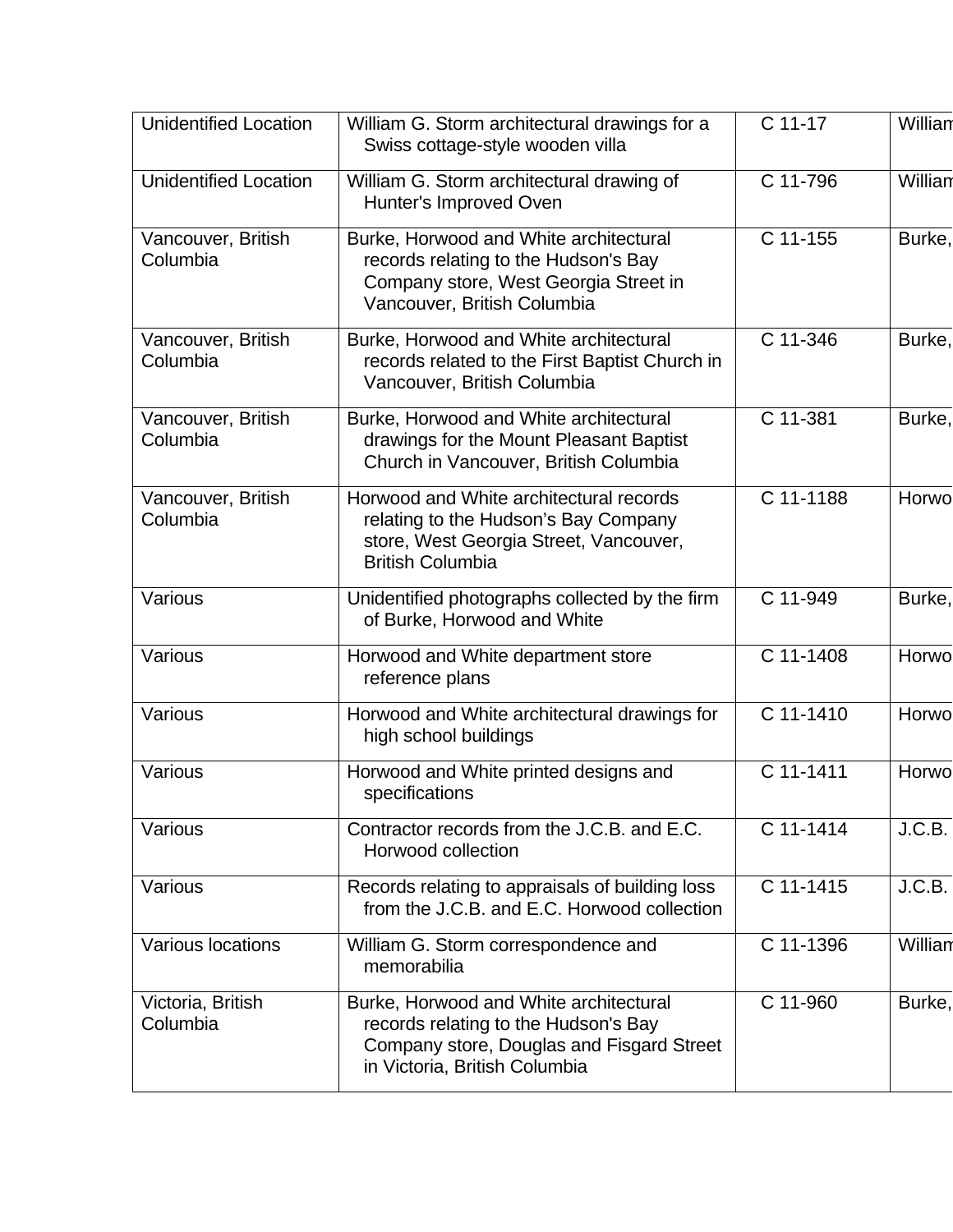| | | | |
|---|---|---|---|
| Unidentified Location | William G. Storm architectural drawings for a Swiss cottage-style wooden villa | C 11-17 | William |
| Unidentified Location | William G. Storm architectural drawing of Hunter's Improved Oven | C 11-796 | William |
| Vancouver, British Columbia | Burke, Horwood and White architectural records relating to the Hudson's Bay Company store, West Georgia Street in Vancouver, British Columbia | C 11-155 | Burke, |
| Vancouver, British Columbia | Burke, Horwood and White architectural records related to the First Baptist Church in Vancouver, British Columbia | C 11-346 | Burke, |
| Vancouver, British Columbia | Burke, Horwood and White architectural drawings for the Mount Pleasant Baptist Church in Vancouver, British Columbia | C 11-381 | Burke, |
| Vancouver, British Columbia | Horwood and White architectural records relating to the Hudson's Bay Company store, West Georgia Street, Vancouver, British Columbia | C 11-1188 | Horwo |
| Various | Unidentified photographs collected by the firm of Burke, Horwood and White | C 11-949 | Burke, |
| Various | Horwood and White department store reference plans | C 11-1408 | Horwo |
| Various | Horwood and White architectural drawings for high school buildings | C 11-1410 | Horwo |
| Various | Horwood and White printed designs and specifications | C 11-1411 | Horwo |
| Various | Contractor records from the J.C.B. and E.C. Horwood collection | C 11-1414 | J.C.B. |
| Various | Records relating to appraisals of building loss from the J.C.B. and E.C. Horwood collection | C 11-1415 | J.C.B. |
| Various locations | William G. Storm correspondence and memorabilia | C 11-1396 | William |
| Victoria, British Columbia | Burke, Horwood and White architectural records relating to the Hudson's Bay Company store, Douglas and Fisgard Street in Victoria, British Columbia | C 11-960 | Burke, |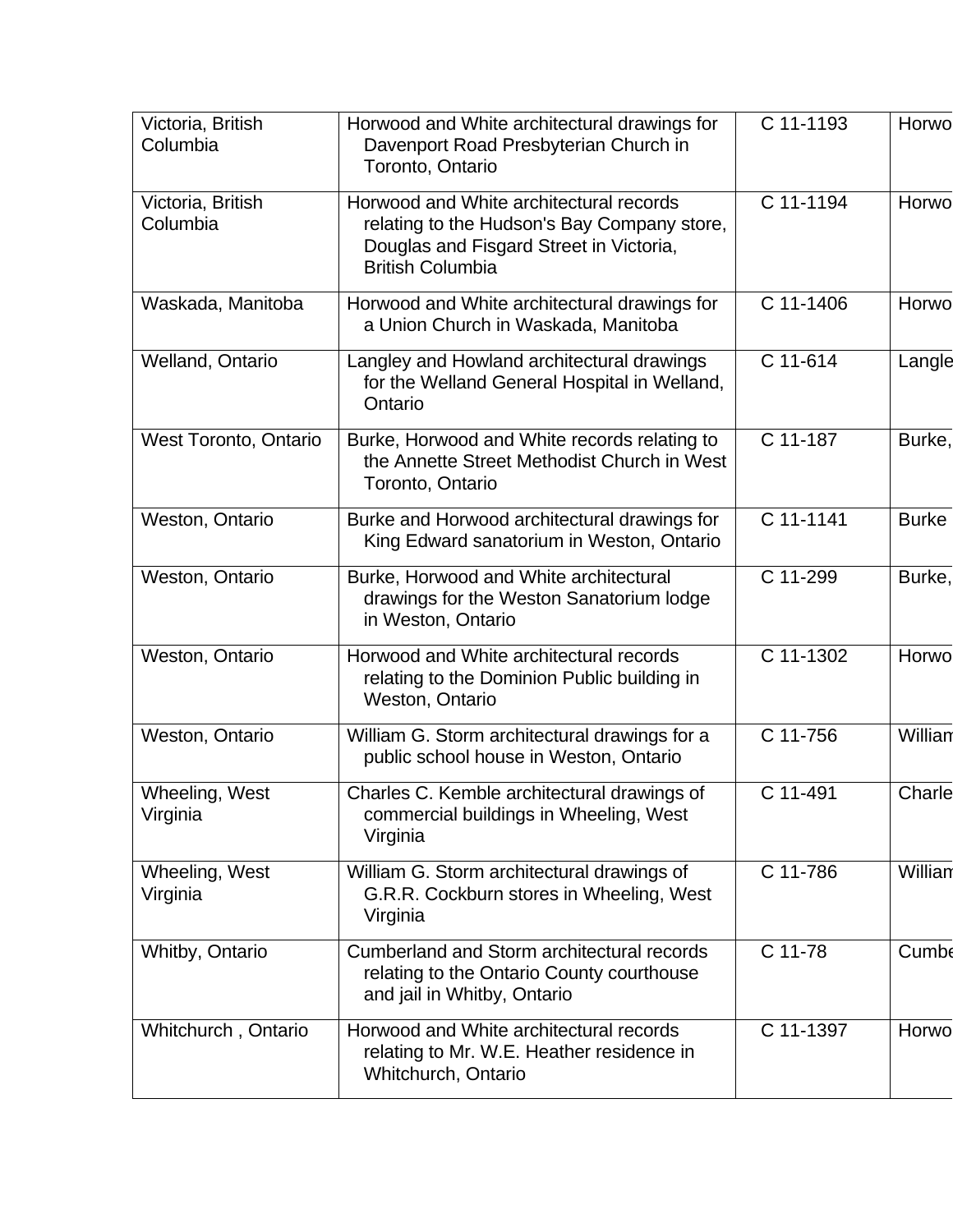| | | | |
|---|---|---|---|
| Victoria, British Columbia | Horwood and White architectural drawings for Davenport Road Presbyterian Church in Toronto, Ontario | C 11-1193 | Horwo |
| Victoria, British Columbia | Horwood and White architectural records relating to the Hudson's Bay Company store, Douglas and Fisgard Street in Victoria, British Columbia | C 11-1194 | Horwo |
| Waskada, Manitoba | Horwood and White architectural drawings for a Union Church in Waskada, Manitoba | C 11-1406 | Horwo |
| Welland, Ontario | Langley and Howland architectural drawings for the Welland General Hospital in Welland, Ontario | C 11-614 | Langle |
| West Toronto, Ontario | Burke, Horwood and White records relating to the Annette Street Methodist Church in West Toronto, Ontario | C 11-187 | Burke, |
| Weston, Ontario | Burke and Horwood architectural drawings for King Edward sanatorium in Weston, Ontario | C 11-1141 | Burke |
| Weston, Ontario | Burke, Horwood and White architectural drawings for the Weston Sanatorium lodge in Weston, Ontario | C 11-299 | Burke, |
| Weston, Ontario | Horwood and White architectural records relating to the Dominion Public building in Weston, Ontario | C 11-1302 | Horwo |
| Weston, Ontario | William G. Storm architectural drawings for a public school house in Weston, Ontario | C 11-756 | William |
| Wheeling, West Virginia | Charles C. Kemble architectural drawings of commercial buildings in Wheeling, West Virginia | C 11-491 | Charle |
| Wheeling, West Virginia | William G. Storm architectural drawings of G.R.R. Cockburn stores in Wheeling, West Virginia | C 11-786 | William |
| Whitby, Ontario | Cumberland and Storm architectural records relating to the Ontario County courthouse and jail in Whitby, Ontario | C 11-78 | Cumbe |
| Whitchurch , Ontario | Horwood and White architectural records relating to Mr. W.E. Heather residence in Whitchurch, Ontario | C 11-1397 | Horwo |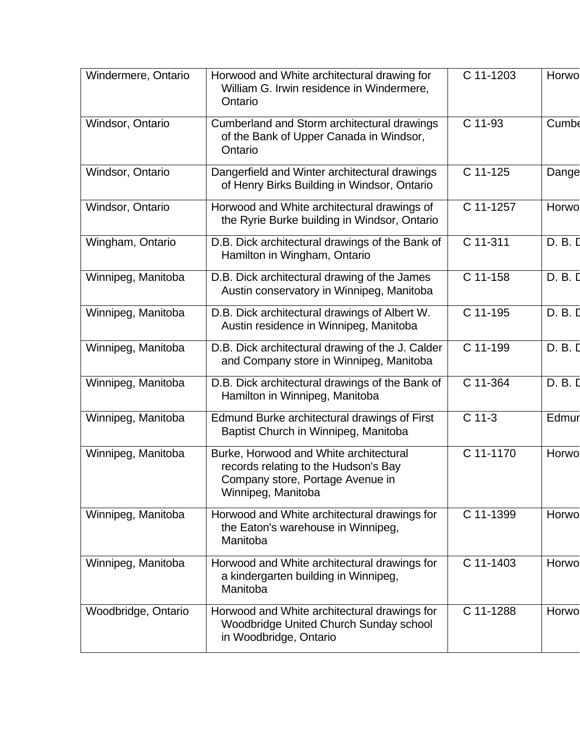| | | | |
|---|---|---|---|
| Windermere, Ontario | Horwood and White architectural drawing for William G. Irwin residence in Windermere, Ontario | C 11-1203 | Horwo |
| Windsor, Ontario | Cumberland and Storm architectural drawings of the Bank of Upper Canada in Windsor, Ontario | C 11-93 | Cumbe |
| Windsor, Ontario | Dangerfield and Winter architectural drawings of Henry Birks Building in Windsor, Ontario | C 11-125 | Dange |
| Windsor, Ontario | Horwood and White architectural drawings of the Ryrie Burke building in Windsor, Ontario | C 11-1257 | Horwo |
| Wingham, Ontario | D.B. Dick architectural drawings of the Bank of Hamilton in Wingham, Ontario | C 11-311 | D. B. D |
| Winnipeg, Manitoba | D.B. Dick architectural drawing of the James Austin conservatory in Winnipeg, Manitoba | C 11-158 | D. B. D |
| Winnipeg, Manitoba | D.B. Dick architectural drawings of Albert W. Austin residence in Winnipeg, Manitoba | C 11-195 | D. B. D |
| Winnipeg, Manitoba | D.B. Dick architectural drawing of the J. Calder and Company store in Winnipeg, Manitoba | C 11-199 | D. B. D |
| Winnipeg, Manitoba | D.B. Dick architectural drawings of the Bank of Hamilton in Winnipeg, Manitoba | C 11-364 | D. B. D |
| Winnipeg, Manitoba | Edmund Burke architectural drawings of First Baptist Church in Winnipeg, Manitoba | C 11-3 | Edmur |
| Winnipeg, Manitoba | Burke, Horwood and White architectural records relating to the Hudson's Bay Company store, Portage Avenue in Winnipeg, Manitoba | C 11-1170 | Horwo |
| Winnipeg, Manitoba | Horwood and White architectural drawings for the Eaton's warehouse in Winnipeg, Manitoba | C 11-1399 | Horwo |
| Winnipeg, Manitoba | Horwood and White architectural drawings for a kindergarten building in Winnipeg, Manitoba | C 11-1403 | Horwo |
| Woodbridge, Ontario | Horwood and White architectural drawings for Woodbridge United Church Sunday school in Woodbridge, Ontario | C 11-1288 | Horwo |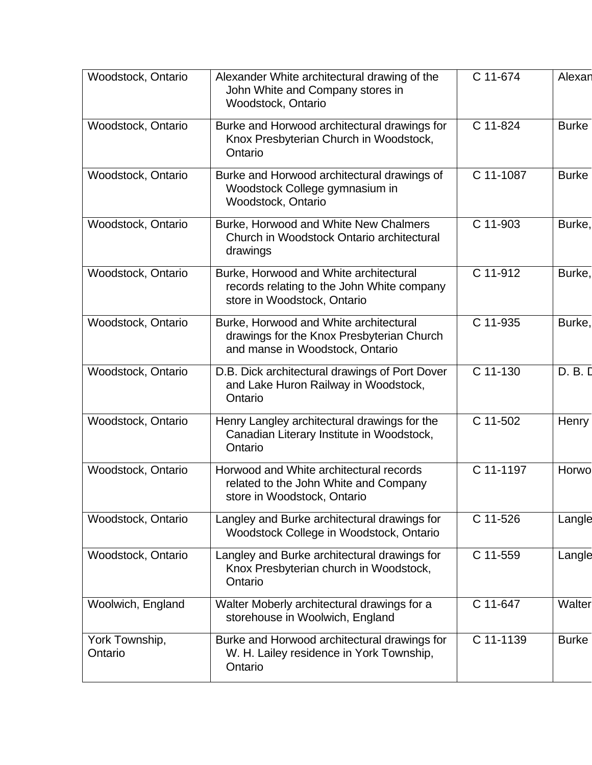| Woodstock, Ontario | Alexander White architectural drawing of the John White and Company stores in Woodstock, Ontario | C 11-674 | Alexan |
|---|---|---|---|
| Woodstock, Ontario | Burke and Horwood architectural drawings for Knox Presbyterian Church in Woodstock, Ontario | C 11-824 | Burke |
| Woodstock, Ontario | Burke and Horwood architectural drawings of Woodstock College gymnasium in Woodstock, Ontario | C 11-1087 | Burke |
| Woodstock, Ontario | Burke, Horwood and White New Chalmers Church in Woodstock Ontario architectural drawings | C 11-903 | Burke, |
| Woodstock, Ontario | Burke, Horwood and White architectural records relating to the John White company store in Woodstock, Ontario | C 11-912 | Burke, |
| Woodstock, Ontario | Burke, Horwood and White architectural drawings for the Knox Presbyterian Church and manse in Woodstock, Ontario | C 11-935 | Burke, |
| Woodstock, Ontario | D.B. Dick architectural drawings of Port Dover and Lake Huron Railway in Woodstock, Ontario | C 11-130 | D. B. D |
| Woodstock, Ontario | Henry Langley architectural drawings for the Canadian Literary Institute in Woodstock, Ontario | C 11-502 | Henry |
| Woodstock, Ontario | Horwood and White architectural records related to the John White and Company store in Woodstock, Ontario | C 11-1197 | Horwo |
| Woodstock, Ontario | Langley and Burke architectural drawings for Woodstock College in Woodstock, Ontario | C 11-526 | Langle |
| Woodstock, Ontario | Langley and Burke architectural drawings for Knox Presbyterian church in Woodstock, Ontario | C 11-559 | Langle |
| Woolwich, England | Walter Moberly architectural drawings for a storehouse in Woolwich, England | C 11-647 | Walter |
| York Township, Ontario | Burke and Horwood architectural drawings for W. H. Lailey residence in York Township, Ontario | C 11-1139 | Burke |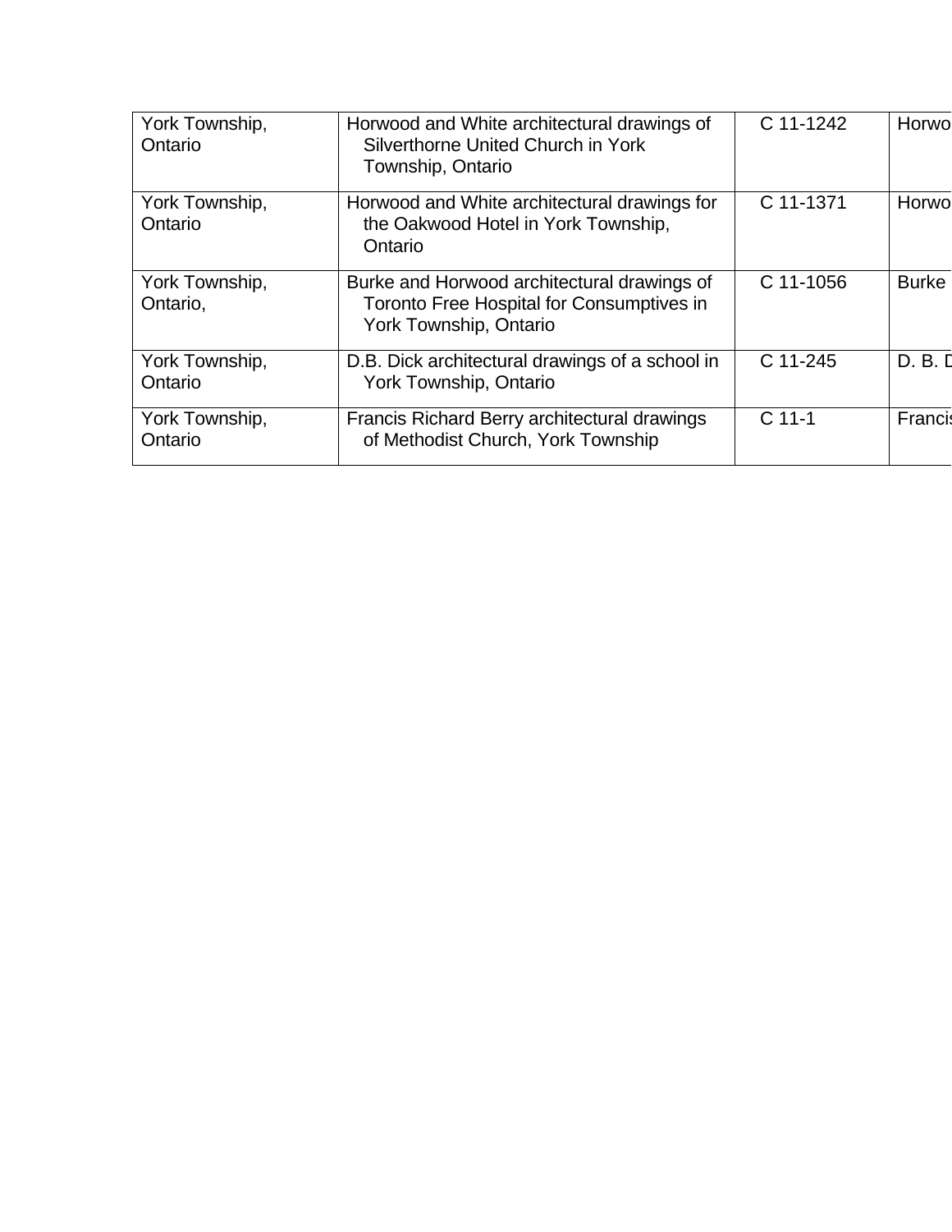| | | | |
|---|---|---|---|
| York Township, Ontario | Horwood and White architectural drawings of Silverthorne United Church in York Township, Ontario | C 11-1242 | Horwo |
| York Township, Ontario | Horwood and White architectural drawings for the Oakwood Hotel in York Township, Ontario | C 11-1371 | Horwo |
| York Township, Ontario, | Burke and Horwood architectural drawings of Toronto Free Hospital for Consumptives in York Township, Ontario | C 11-1056 | Burke |
| York Township, Ontario | D.B. Dick architectural drawings of a school in York Township, Ontario | C 11-245 | D. B. D |
| York Township, Ontario | Francis Richard Berry architectural drawings of Methodist Church, York Township | C 11-1 | Francis |